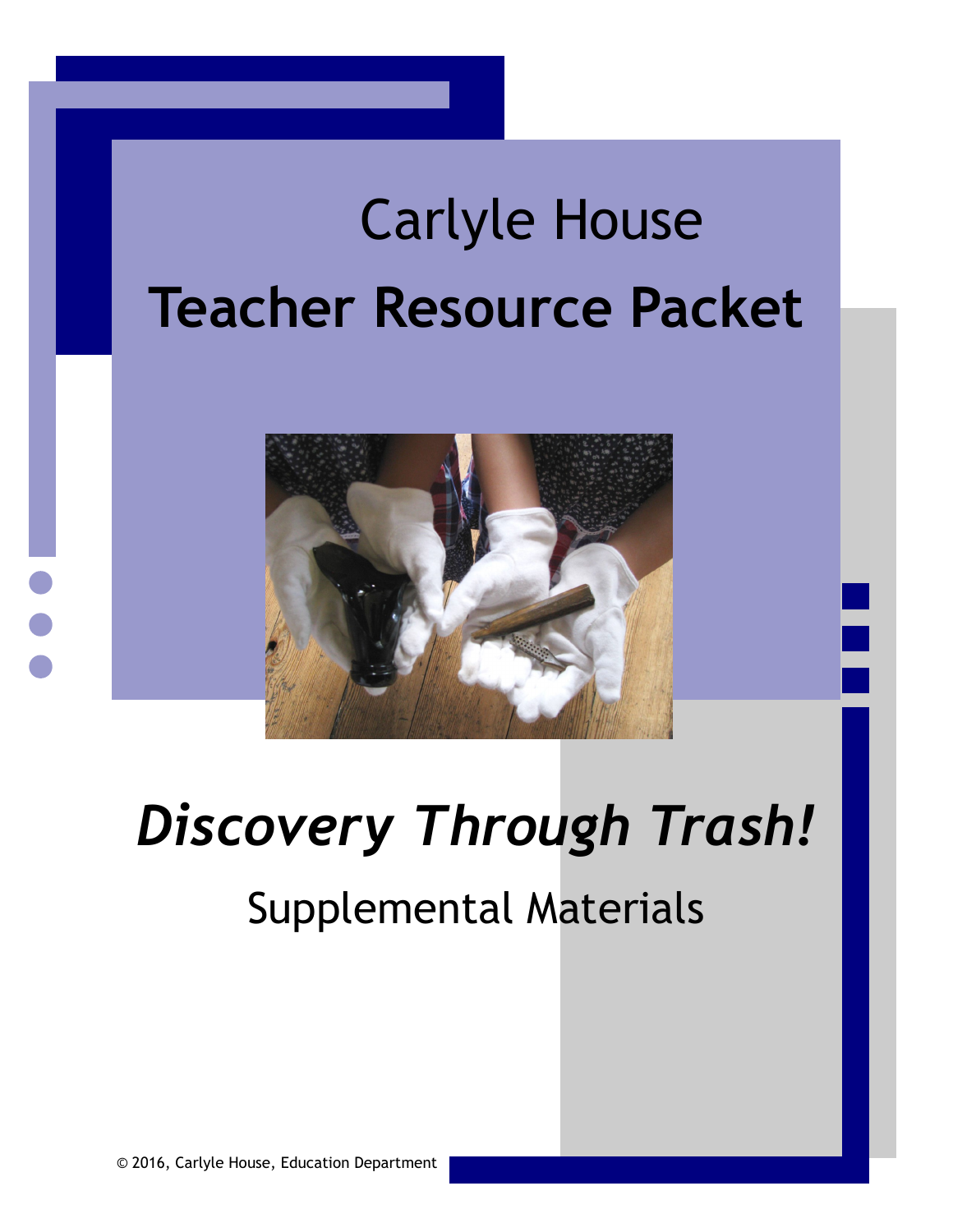Carlyle House

# Teacher Resource Packet

## *Discovery Through Trash!*

Supplemental Materials

© 2016, Carlyle House, Education Department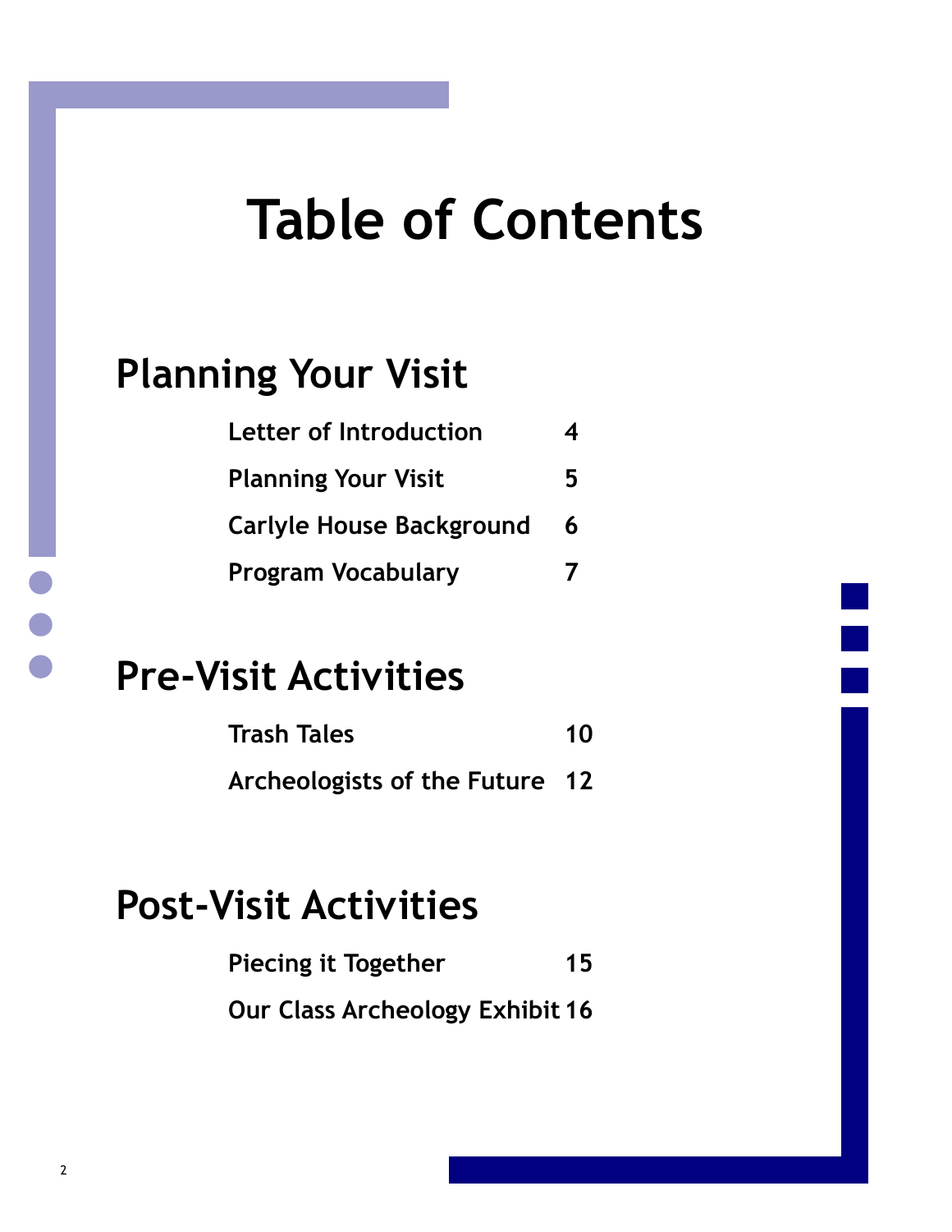# Table of Contents

## Planning Your Visit

| | |
|---|---|
| Letter of Introduction | 4 |
| Planning Your Visit | 5 |
| Carlyle House Background | 6 |
| Program Vocabulary | 7 |

## Pre-Visit Activities

| | |
|---|---|
| Trash Tales | 10 |
| Archeologists of the Future | 12 |

## Post-Visit Activities

| | |
|---|---|
| Piecing it Together | 15 |
| Our Class Archeology Exhibit | 16 |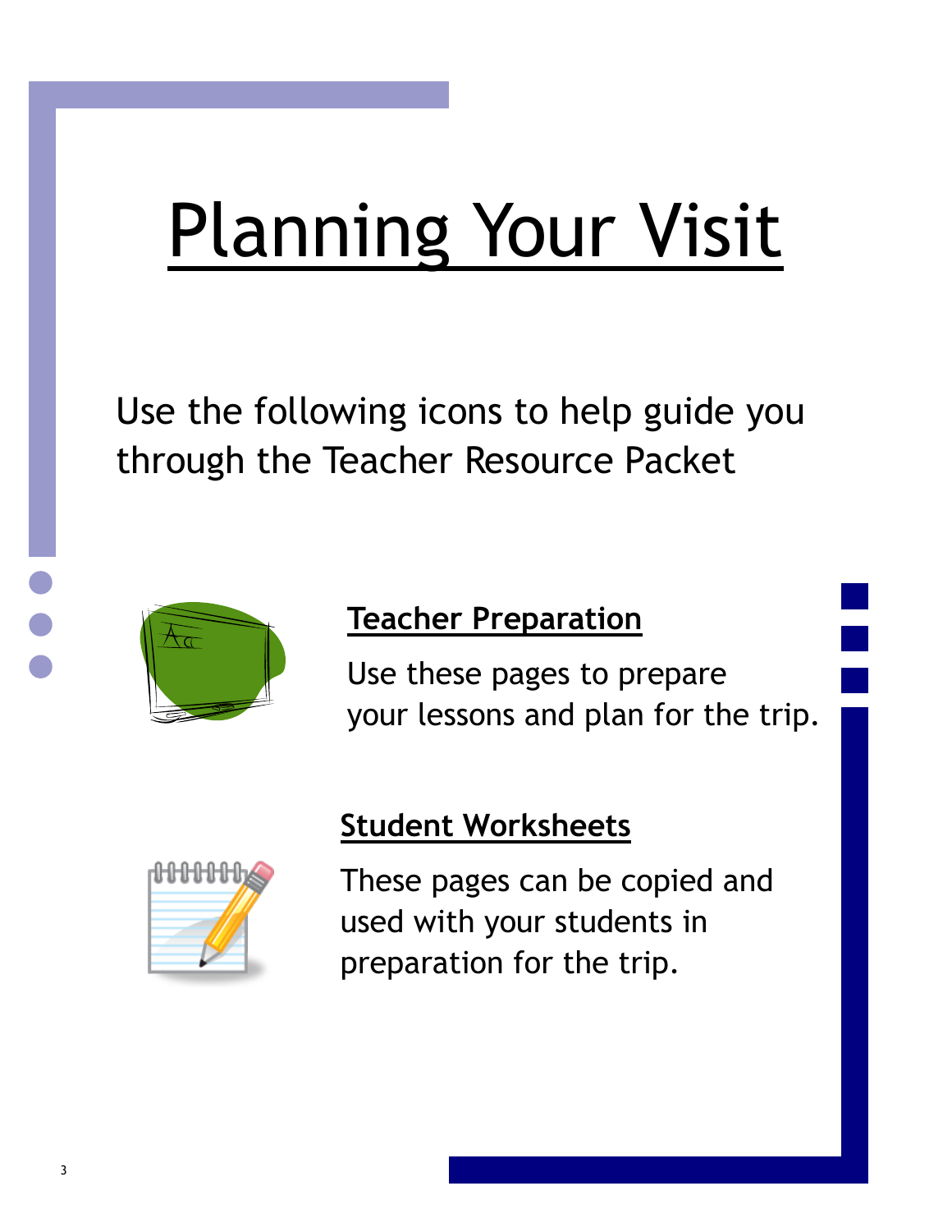# Planning Your Visit

Use the following icons to help guide you through the Teacher Resource Packet

**Teacher Preparation**

Use these pages to prepare your lessons and plan for the trip.

**Student Worksheets**

These pages can be copied and used with your students in preparation for the trip.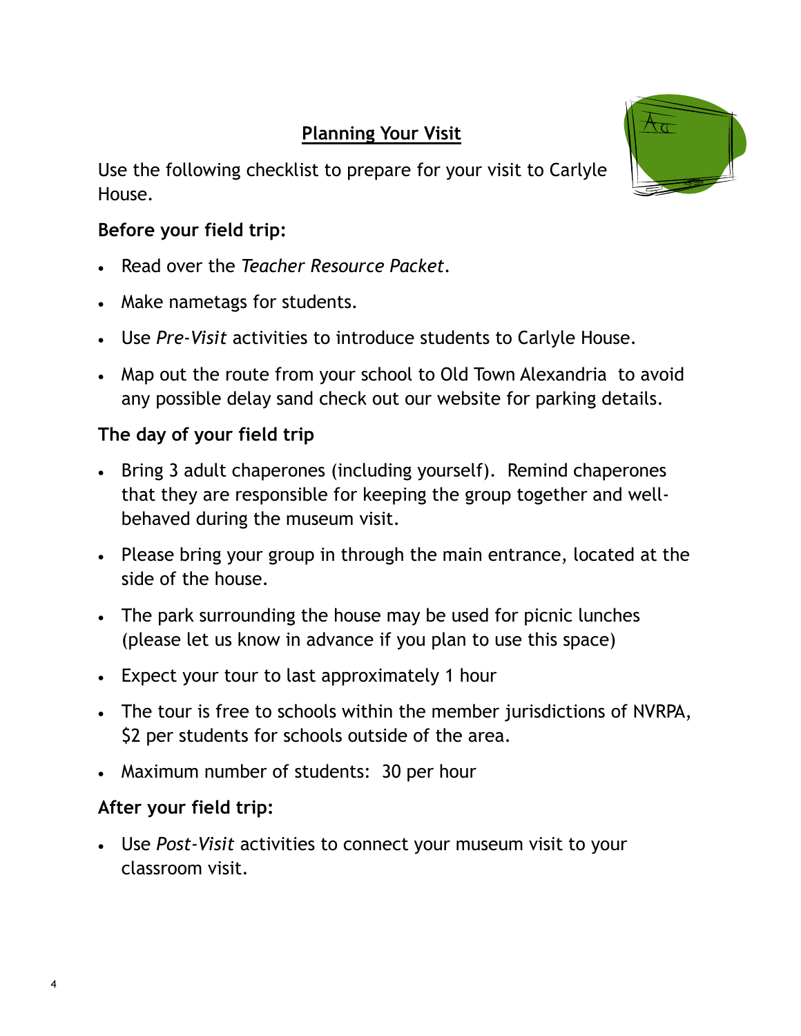## Planning Your Visit

Use the following checklist to prepare for your visit to Carlyle House.

**Before your field trip:**

- Read over the *Teacher Resource Packet*.
- Make nametags for students.
- Use *Pre-Visit* activities to introduce students to Carlyle House.
- Map out the route from your school to Old Town Alexandria to avoid any possible delay sand check out our website for parking details.

**The day of your field trip**

- Bring 3 adult chaperones (including yourself). Remind chaperones that they are responsible for keeping the group together and well-behaved during the museum visit.
- Please bring your group in through the main entrance, located at the side of the house.
- The park surrounding the house may be used for picnic lunches (please let us know in advance if you plan to use this space)
- Expect your tour to last approximately 1 hour
- The tour is free to schools within the member jurisdictions of NVRPA, $2 per students for schools outside of the area.
- Maximum number of students: 30 per hour

**After your field trip:**

- Use *Post-Visit* activities to connect your museum visit to your classroom visit.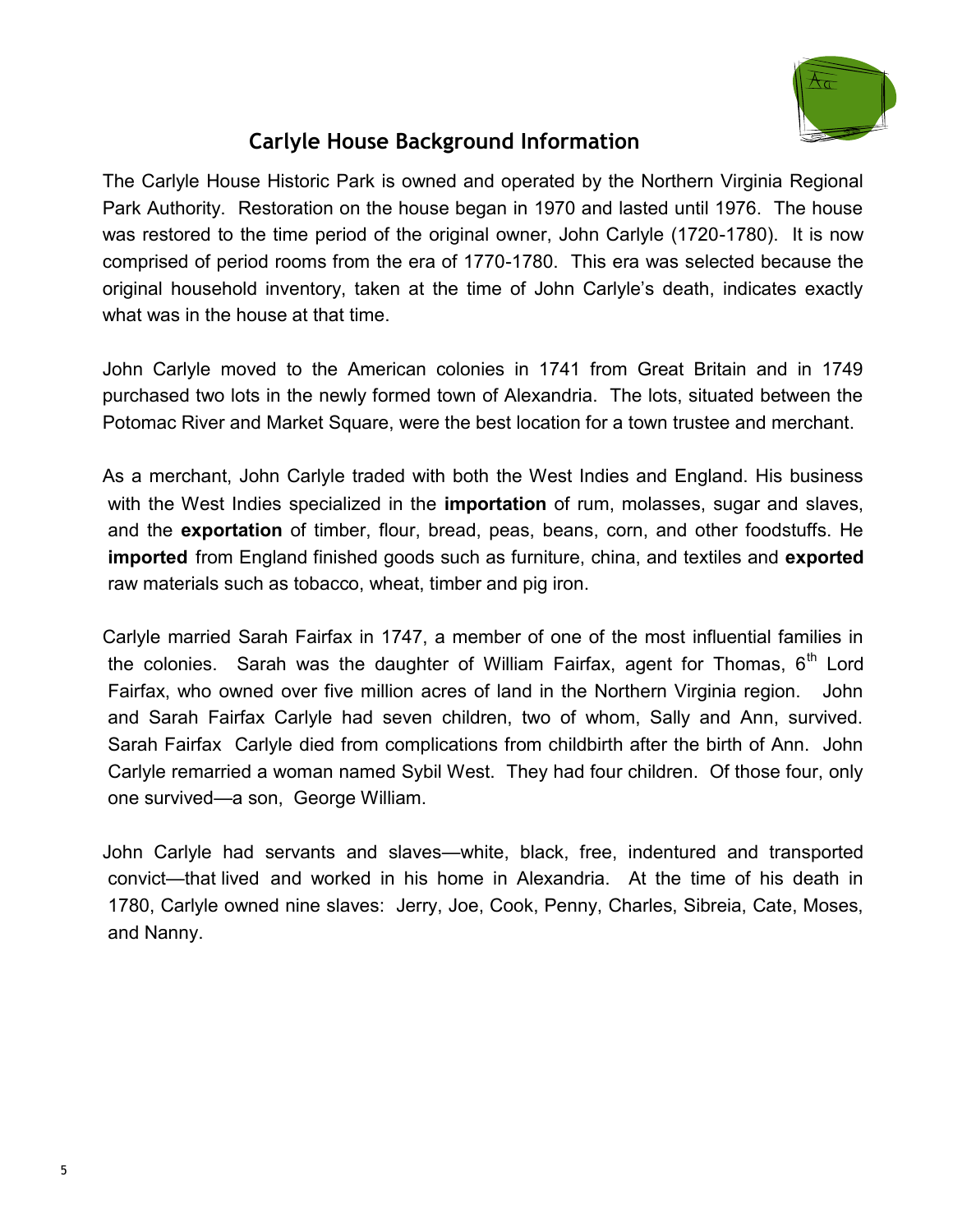# Carlyle House Background Information

The Carlyle House Historic Park is owned and operated by the Northern Virginia Regional Park Authority. Restoration on the house began in 1970 and lasted until 1976. The house was restored to the time period of the original owner, John Carlyle (1720-1780). It is now comprised of period rooms from the era of 1770-1780. This era was selected because the original household inventory, taken at the time of John Carlyle's death, indicates exactly what was in the house at that time.

John Carlyle moved to the American colonies in 1741 from Great Britain and in 1749 purchased two lots in the newly formed town of Alexandria. The lots, situated between the Potomac River and Market Square, were the best location for a town trustee and merchant.

As a merchant, John Carlyle traded with both the West Indies and England. His business with the West Indies specialized in the **importation** of rum, molasses, sugar and slaves, and the **exportation** of timber, flour, bread, peas, beans, corn, and other foodstuffs. He **imported** from England finished goods such as furniture, china, and textiles and **exported** raw materials such as tobacco, wheat, timber and pig iron.

Carlyle married Sarah Fairfax in 1747, a member of one of the most influential families in the colonies. Sarah was the daughter of William Fairfax, agent for Thomas, 6th Lord Fairfax, who owned over five million acres of land in the Northern Virginia region. John and Sarah Fairfax Carlyle had seven children, two of whom, Sally and Ann, survived. Sarah Fairfax Carlyle died from complications from childbirth after the birth of Ann. John Carlyle remarried a woman named Sybil West. They had four children. Of those four, only one survived—a son, George William.

John Carlyle had servants and slaves—white, black, free, indentured and transported convict—that lived and worked in his home in Alexandria. At the time of his death in 1780, Carlyle owned nine slaves: Jerry, Joe, Cook, Penny, Charles, Sibreia, Cate, Moses, and Nanny.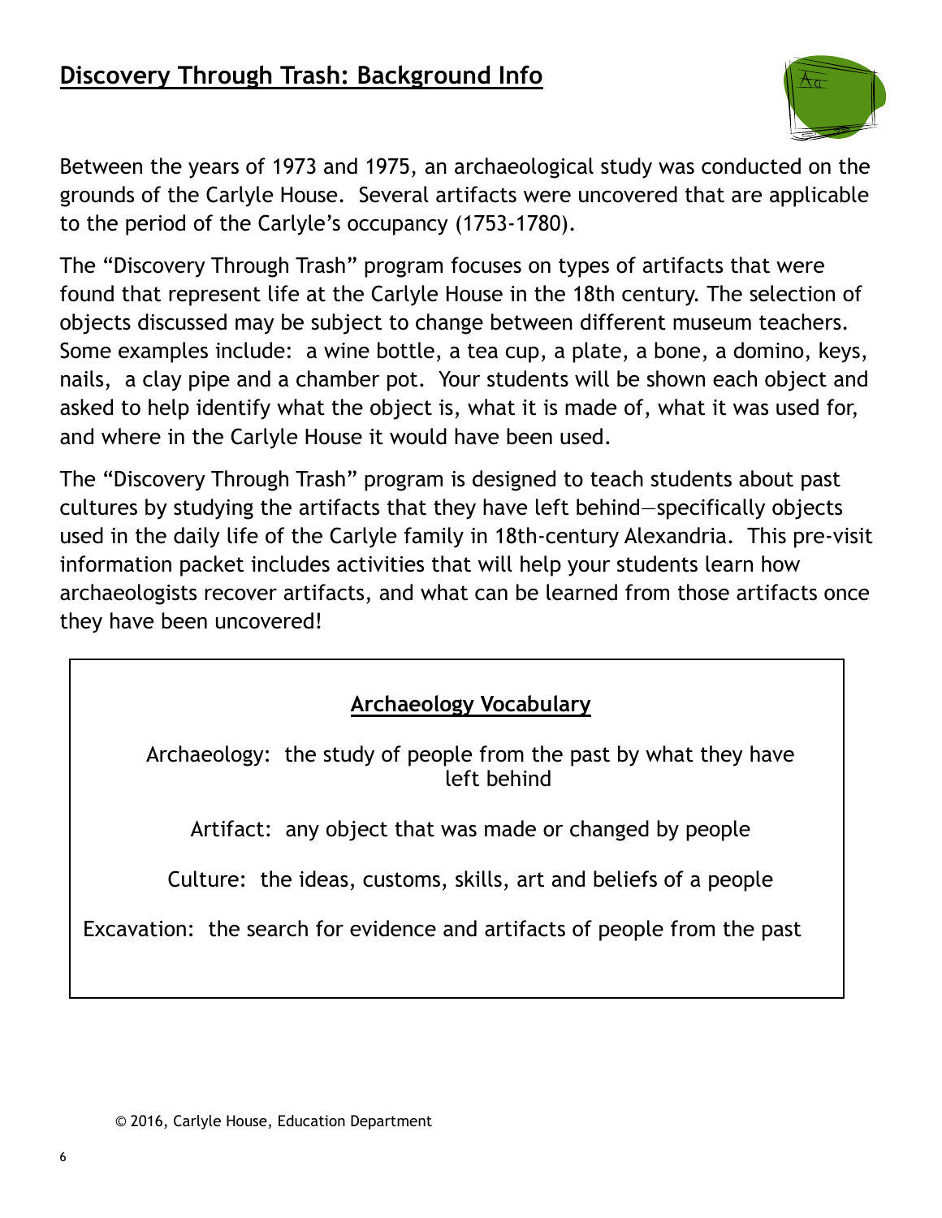## Discovery Through Trash: Background Info

Between the years of 1973 and 1975, an archaeological study was conducted on the grounds of the Carlyle House. Several artifacts were uncovered that are applicable to the period of the Carlyle's occupancy (1753-1780).

The "Discovery Through Trash" program focuses on types of artifacts that were found that represent life at the Carlyle House in the 18th century. The selection of objects discussed may be subject to change between different museum teachers. Some examples include: a wine bottle, a tea cup, a plate, a bone, a domino, keys, nails, a clay pipe and a chamber pot. Your students will be shown each object and asked to help identify what the object is, what it is made of, what it was used for, and where in the Carlyle House it would have been used.

The "Discovery Through Trash" program is designed to teach students about past cultures by studying the artifacts that they have left behind—specifically objects used in the daily life of the Carlyle family in 18th-century Alexandria. This pre-visit information packet includes activities that will help your students learn how archaeologists recover artifacts, and what can be learned from those artifacts once they have been uncovered!

### Archaeology Vocabulary

Archaeology: the study of people from the past by what they have left behind

Artifact: any object that was made or changed by people

Culture: the ideas, customs, skills, art and beliefs of a people

Excavation: the search for evidence and artifacts of people from the past

© 2016, Carlyle House, Education Department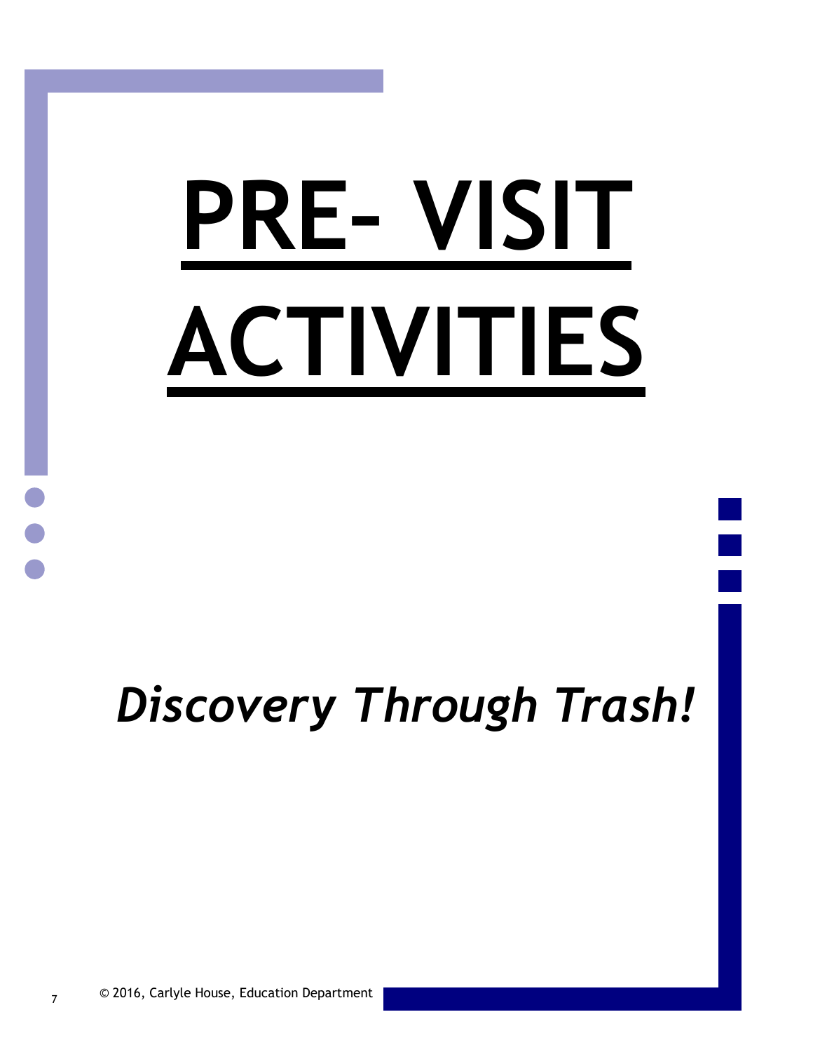# PRE- VISIT ACTIVITIES

*Discovery Through Trash!*

© 2016, Carlyle House, Education Department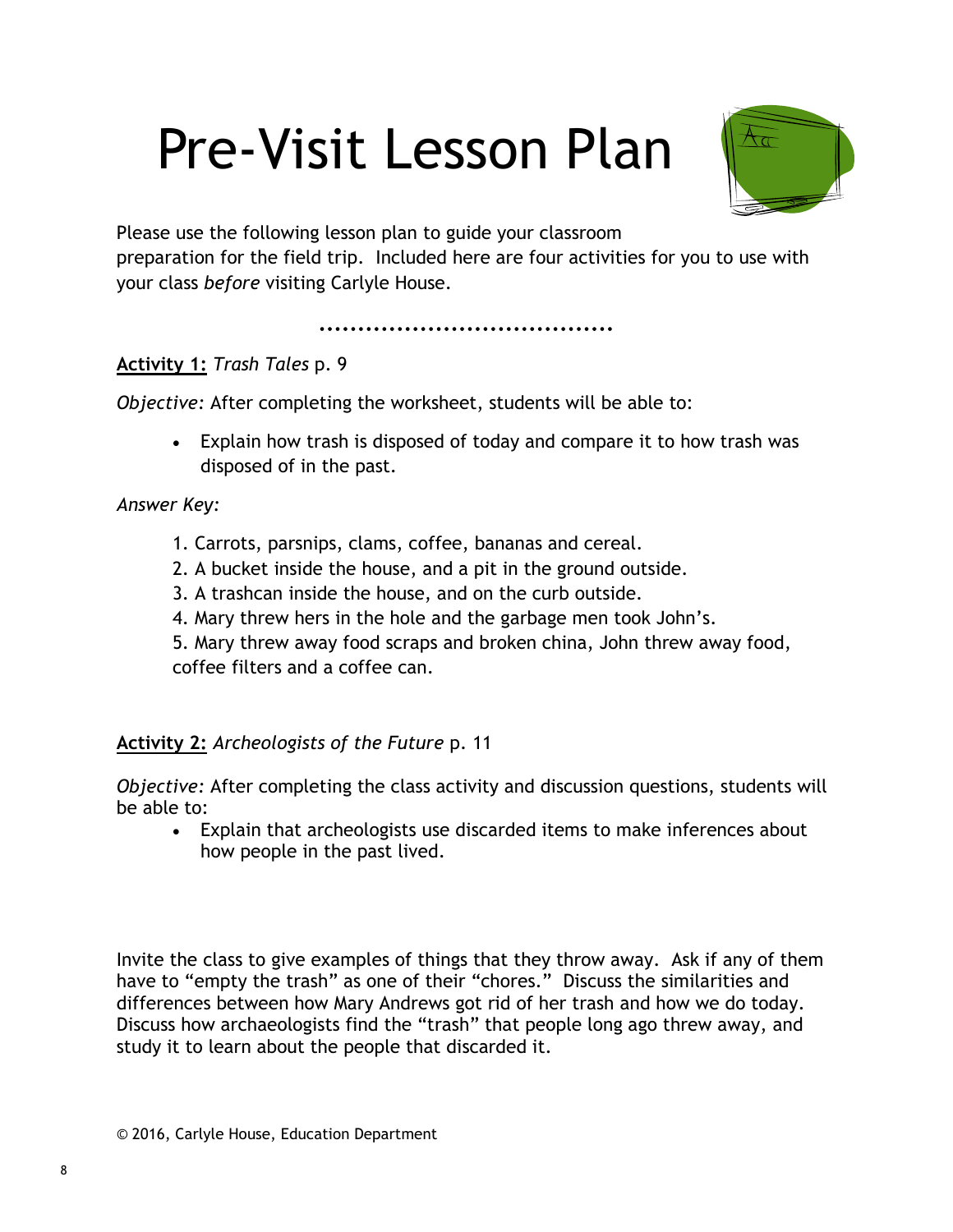# Pre-Visit Lesson Plan

Please use the following lesson plan to guide your classroom preparation for the field trip. Included here are four activities for you to use with your class *before* visiting Carlyle House.

.......................................

**Activity 1:** *Trash Tales* p. 9

*Objective:* After completing the worksheet, students will be able to:

- Explain how trash is disposed of today and compare it to how trash was disposed of in the past.

*Answer Key:*

1. Carrots, parsnips, clams, coffee, bananas and cereal.
2. A bucket inside the house, and a pit in the ground outside.
3. A trashcan inside the house, and on the curb outside.
4. Mary threw hers in the hole and the garbage men took John's.
5. Mary threw away food scraps and broken china, John threw away food, coffee filters and a coffee can.

**Activity 2:** *Archeologists of the Future* p. 11

*Objective:* After completing the class activity and discussion questions, students will be able to:

- Explain that archeologists use discarded items to make inferences about how people in the past lived.

Invite the class to give examples of things that they throw away. Ask if any of them have to "empty the trash" as one of their "chores." Discuss the similarities and differences between how Mary Andrews got rid of her trash and how we do today. Discuss how archaeologists find the "trash" that people long ago threw away, and study it to learn about the people that discarded it.

© 2016, Carlyle House, Education Department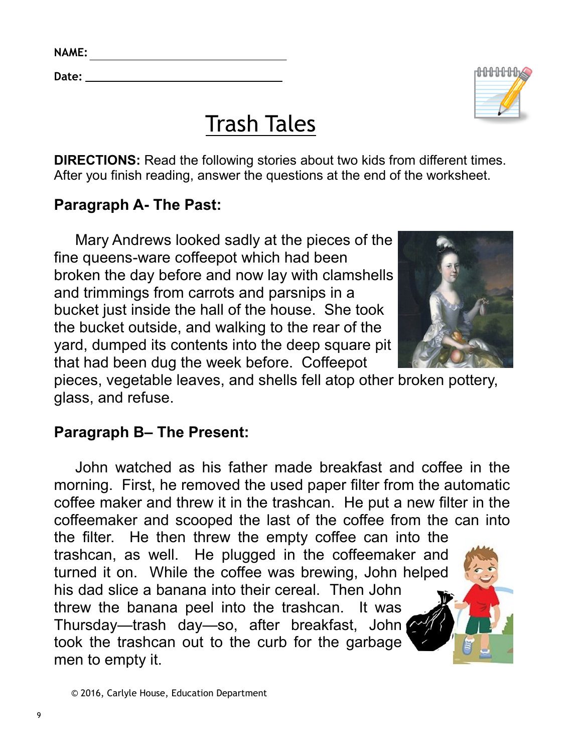NAME: ______________________________

Date: ______________________________

# Trash Tales

**DIRECTIONS:** Read the following stories about two kids from different times. After you finish reading, answer the questions at the end of the worksheet.

## Paragraph A- The Past:

Mary Andrews looked sadly at the pieces of the fine queens-ware coffeepot which had been broken the day before and now lay with clamshells and trimmings from carrots and parsnips in a bucket just inside the hall of the house. She took the bucket outside, and walking to the rear of the yard, dumped its contents into the deep square pit that had been dug the week before. Coffeepot pieces, vegetable leaves, and shells fell atop other broken pottery, glass, and refuse.

## Paragraph B– The Present:

John watched as his father made breakfast and coffee in the morning. First, he removed the used paper filter from the automatic coffee maker and threw it in the trashcan. He put a new filter in the coffeemaker and scooped the last of the coffee from the can into the filter. He then threw the empty coffee can into the trashcan, as well. He plugged in the coffeemaker and turned it on. While the coffee was brewing, John helped his dad slice a banana into their cereal. Then John threw the banana peel into the trashcan. It was Thursday—trash day—so, after breakfast, John took the trashcan out to the curb for the garbage men to empty it.

© 2016, Carlyle House, Education Department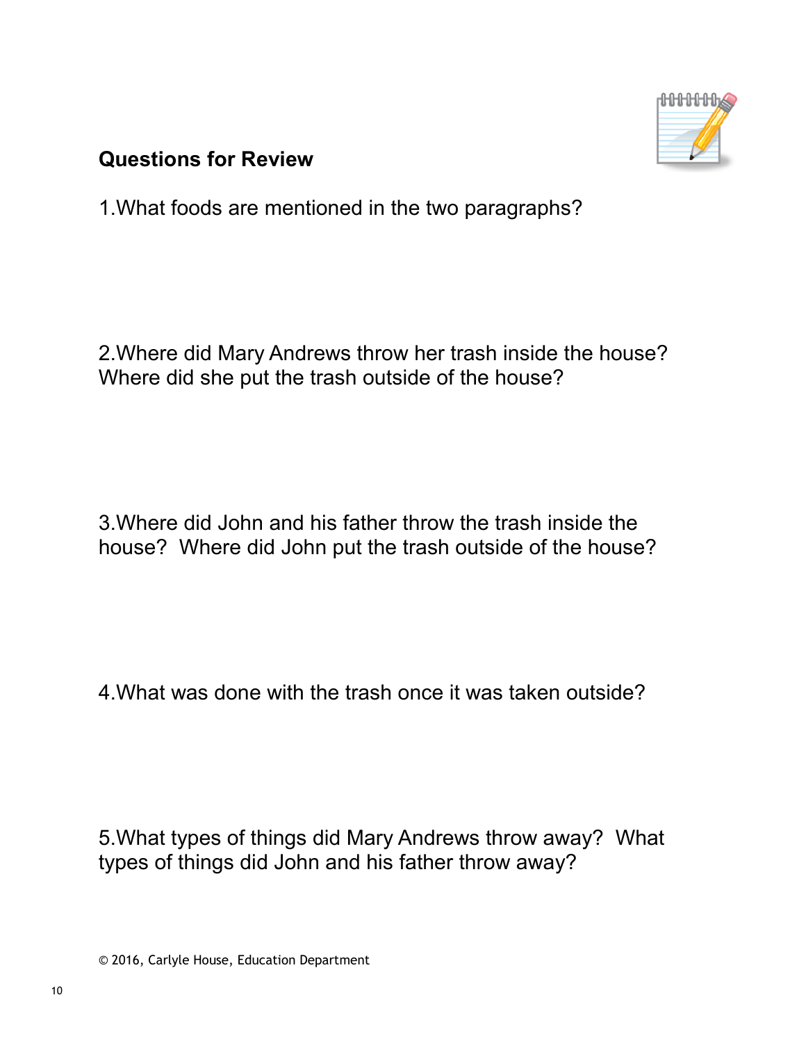## Questions for Review

1. What foods are mentioned in the two paragraphs?

2. Where did Mary Andrews throw her trash inside the house? Where did she put the trash outside of the house?

3. Where did John and his father throw the trash inside the house? Where did John put the trash outside of the house?

4. What was done with the trash once it was taken outside?

5. What types of things did Mary Andrews throw away? What types of things did John and his father throw away?

© 2016, Carlyle House, Education Department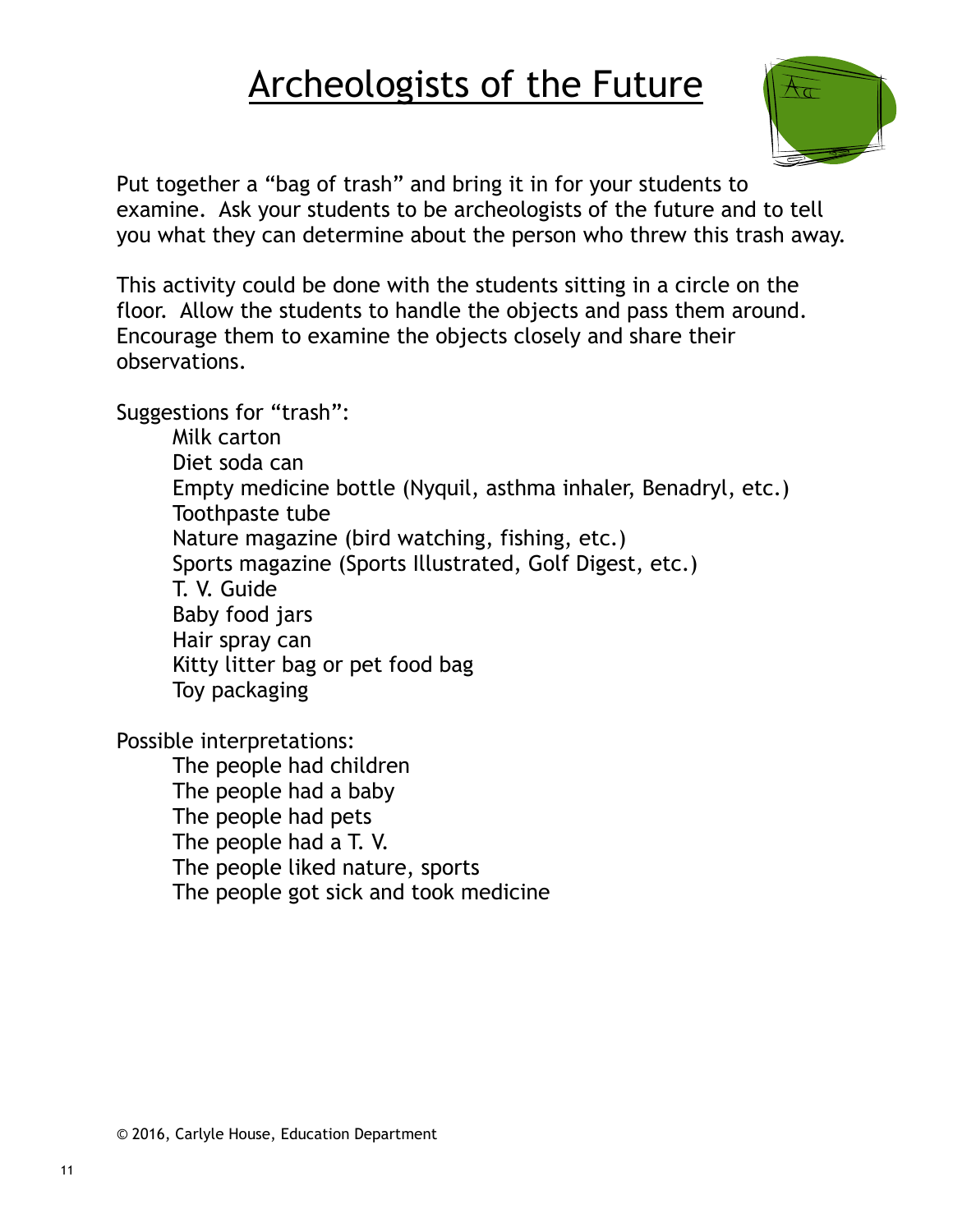# Archeologists of the Future

Put together a "bag of trash" and bring it in for your students to examine. Ask your students to be archeologists of the future and to tell you what they can determine about the person who threw this trash away.

This activity could be done with the students sitting in a circle on the floor. Allow the students to handle the objects and pass them around. Encourage them to examine the objects closely and share their observations.

Suggestions for "trash":

- Milk carton
- Diet soda can
- Empty medicine bottle (Nyquil, asthma inhaler, Benadryl, etc.)
- Toothpaste tube
- Nature magazine (bird watching, fishing, etc.)
- Sports magazine (Sports Illustrated, Golf Digest, etc.)
- T. V. Guide
- Baby food jars
- Hair spray can
- Kitty litter bag or pet food bag
- Toy packaging

Possible interpretations:

- The people had children
- The people had a baby
- The people had pets
- The people had a T. V.
- The people liked nature, sports
- The people got sick and took medicine

© 2016, Carlyle House, Education Department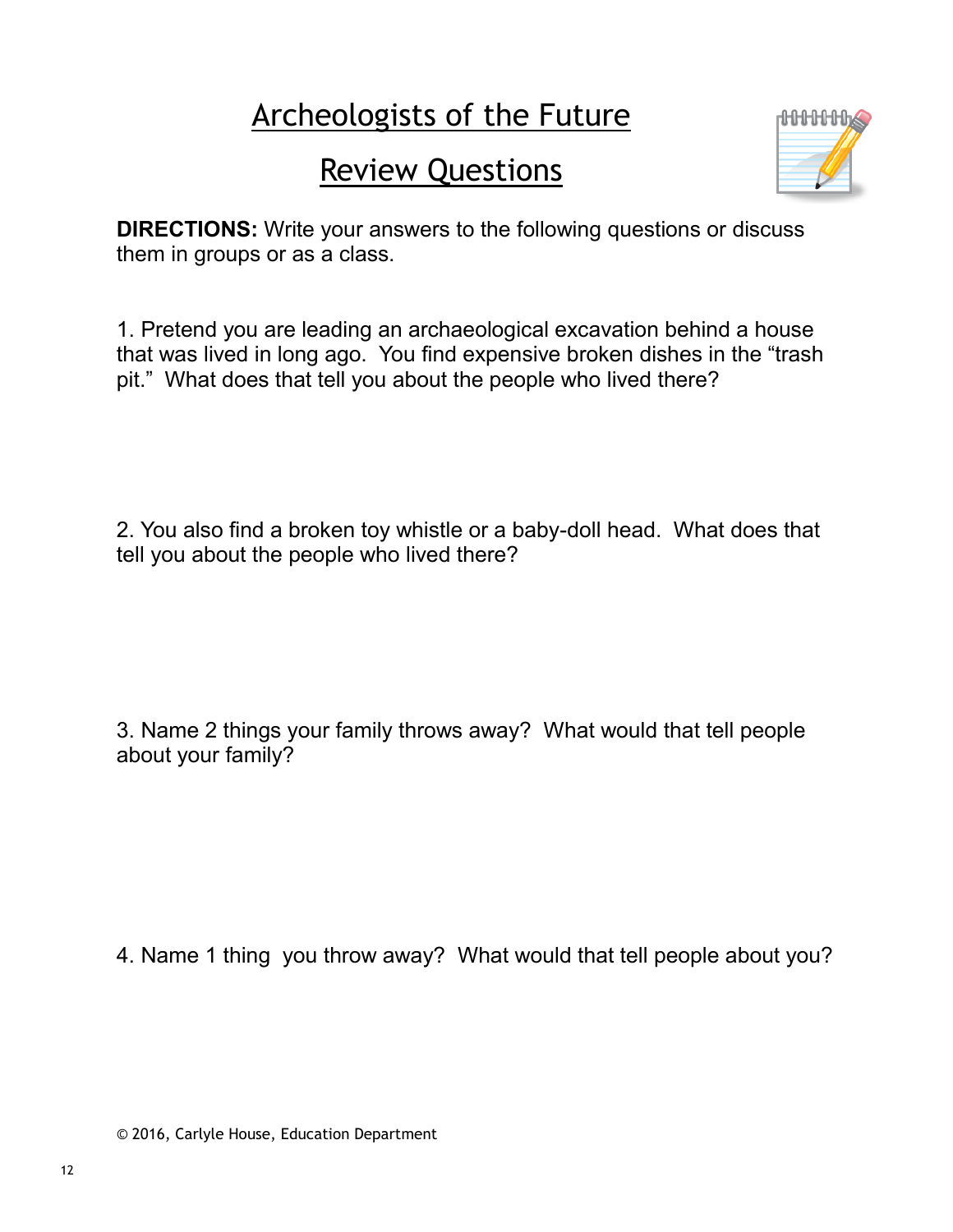# Archeologists of the Future

## Review Questions

**DIRECTIONS:** Write your answers to the following questions or discuss them in groups or as a class.

1. Pretend you are leading an archaeological excavation behind a house that was lived in long ago. You find expensive broken dishes in the "trash pit." What does that tell you about the people who lived there?

2. You also find a broken toy whistle or a baby-doll head. What does that tell you about the people who lived there?

3. Name 2 things your family throws away? What would that tell people about your family?

4. Name 1 thing you throw away? What would that tell people about you?

© 2016, Carlyle House, Education Department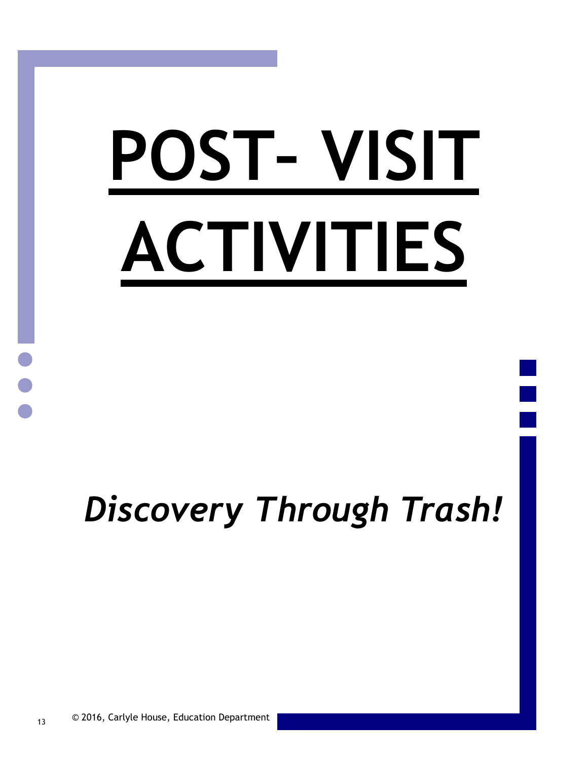# POST- VISIT ACTIVITIES

*Discovery Through Trash!*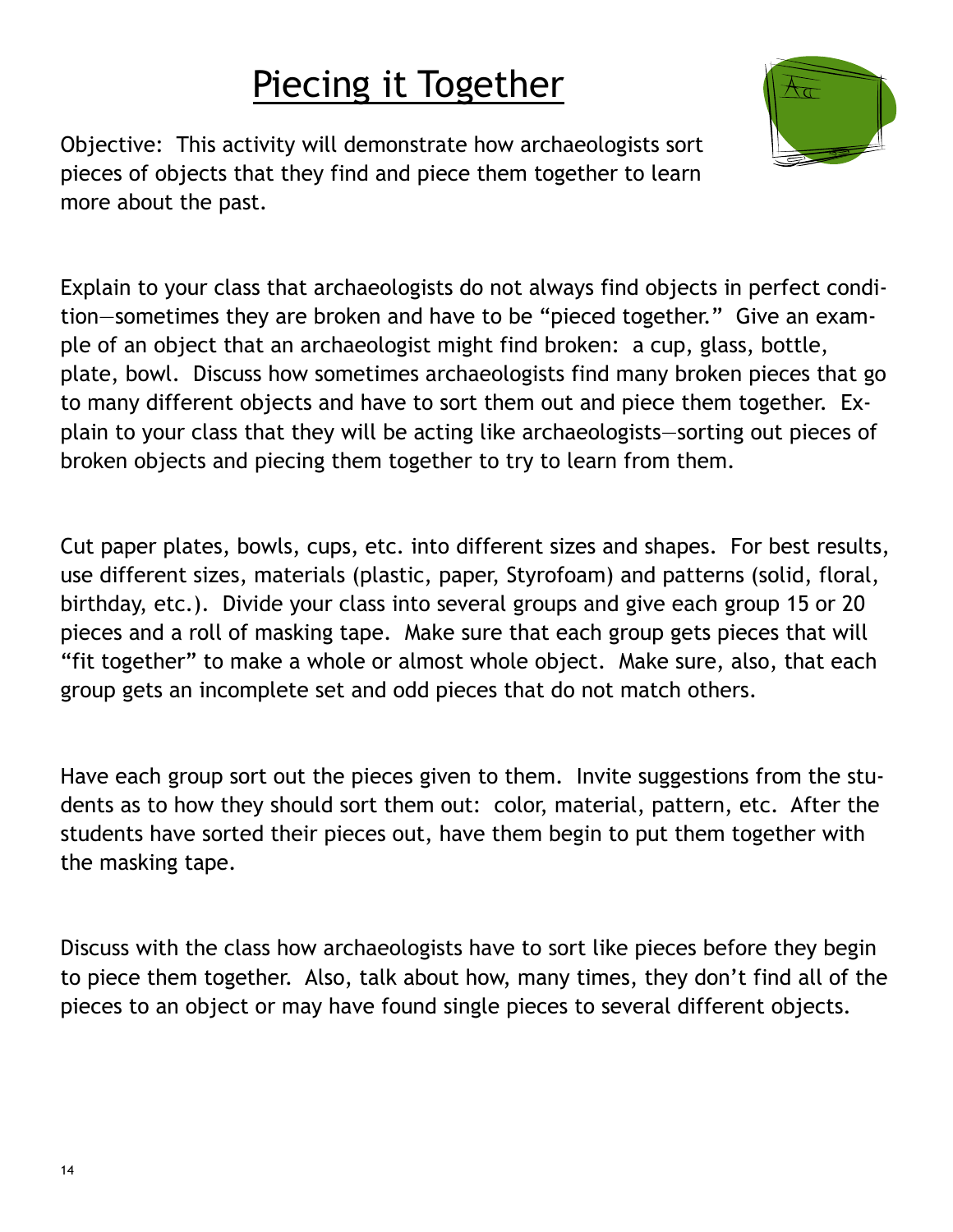# Piecing it Together

Objective: This activity will demonstrate how archaeologists sort pieces of objects that they find and piece them together to learn more about the past.

Explain to your class that archaeologists do not always find objects in perfect condition—sometimes they are broken and have to be "pieced together." Give an example of an object that an archaeologist might find broken: a cup, glass, bottle, plate, bowl. Discuss how sometimes archaeologists find many broken pieces that go to many different objects and have to sort them out and piece them together. Explain to your class that they will be acting like archaeologists—sorting out pieces of broken objects and piecing them together to try to learn from them.

Cut paper plates, bowls, cups, etc. into different sizes and shapes. For best results, use different sizes, materials (plastic, paper, Styrofoam) and patterns (solid, floral, birthday, etc.). Divide your class into several groups and give each group 15 or 20 pieces and a roll of masking tape. Make sure that each group gets pieces that will "fit together" to make a whole or almost whole object. Make sure, also, that each group gets an incomplete set and odd pieces that do not match others.

Have each group sort out the pieces given to them. Invite suggestions from the students as to how they should sort them out: color, material, pattern, etc. After the students have sorted their pieces out, have them begin to put them together with the masking tape.

Discuss with the class how archaeologists have to sort like pieces before they begin to piece them together. Also, talk about how, many times, they don't find all of the pieces to an object or may have found single pieces to several different objects.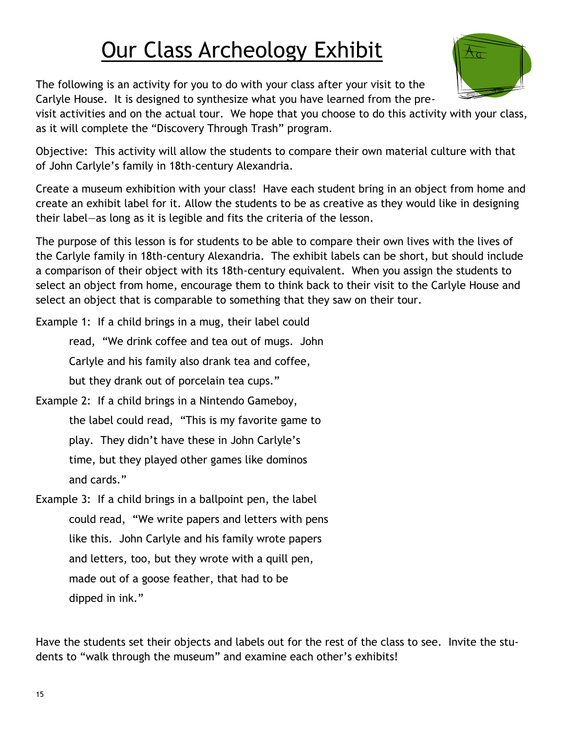# Our Class Archeology Exhibit

The following is an activity for you to do with your class after your visit to the Carlyle House. It is designed to synthesize what you have learned from the pre-visit activities and on the actual tour. We hope that you choose to do this activity with your class, as it will complete the "Discovery Through Trash" program.

Objective: This activity will allow the students to compare their own material culture with that of John Carlyle's family in 18th-century Alexandria.

Create a museum exhibition with your class! Have each student bring in an object from home and create an exhibit label for it. Allow the students to be as creative as they would like in designing their label—as long as it is legible and fits the criteria of the lesson.

The purpose of this lesson is for students to be able to compare their own lives with the lives of the Carlyle family in 18th-century Alexandria. The exhibit labels can be short, but should include a comparison of their object with its 18th-century equivalent. When you assign the students to select an object from home, encourage them to think back to their visit to the Carlyle House and select an object that is comparable to something that they saw on their tour.

Example 1: If a child brings in a mug, their label could read, "We drink coffee and tea out of mugs. John Carlyle and his family also drank tea and coffee, but they drank out of porcelain tea cups."

Example 2: If a child brings in a Nintendo Gameboy, the label could read, "This is my favorite game to play. They didn't have these in John Carlyle's time, but they played other games like dominos and cards."

Example 3: If a child brings in a ballpoint pen, the label could read, "We write papers and letters with pens like this. John Carlyle and his family wrote papers and letters, too, but they wrote with a quill pen, made out of a goose feather, that had to be dipped in ink."

Have the students set their objects and labels out for the rest of the class to see. Invite the students to "walk through the museum" and examine each other's exhibits!